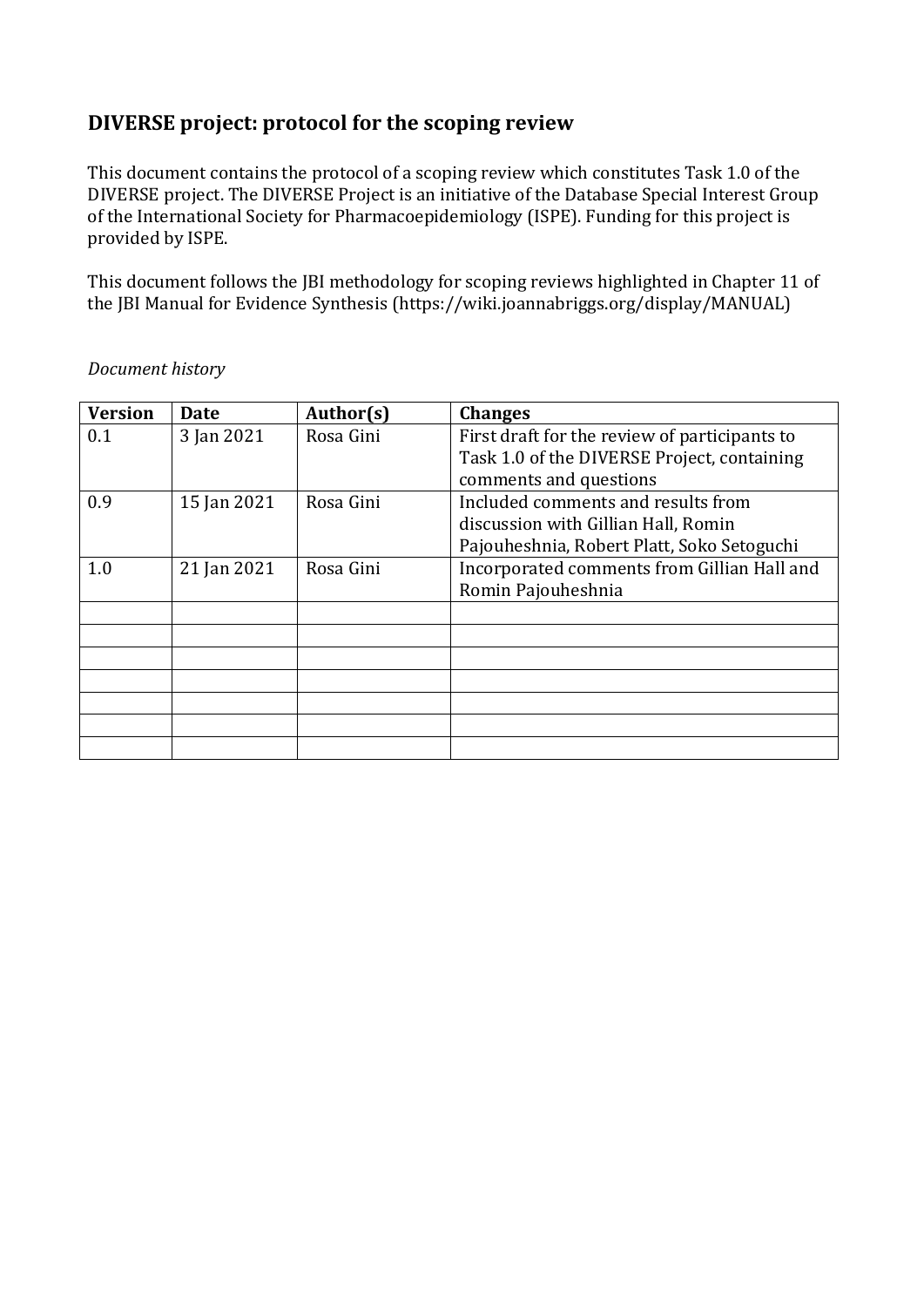## DIVERSE project: protocol for the scoping review

This document contains the protocol of a scoping review which constitutes Task 1.0 of the DIVERSE project. The DIVERSE Project is an initiative of the Database Special Interest Group of the International Society for Pharmacoepidemiology (ISPE). Funding for this project is provided by ISPE.

This document follows the JBI methodology for scoping reviews highlighted in Chapter 11 of the JBI Manual for Evidence Synthesis (https://wiki.joannabriggs.org/display/MANUAL)

*Document history*

| Version | Date | Author(s) | Changes |
|---|---|---|---|
| 0.1 | 3 Jan 2021 | Rosa Gini | First draft for the review of participants to Task 1.0 of the DIVERSE Project, containing comments and questions |
| 0.9 | 15 Jan 2021 | Rosa Gini | Included comments and results from discussion with Gillian Hall, Romin Pajouheshnia, Robert Platt, Soko Setoguchi |
| 1.0 | 21 Jan 2021 | Rosa Gini | Incorporated comments from Gillian Hall and Romin Pajouheshnia |
| | | | |
| | | | |
| | | | |
| | | | |
| | | | |
| | | | |
| | | | |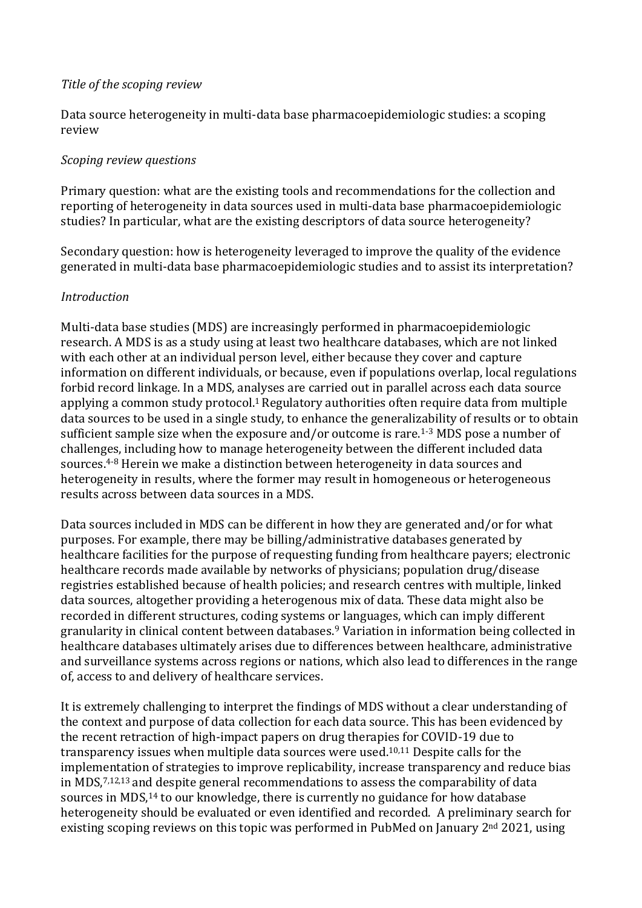*Title of the scoping review*

Data source heterogeneity in multi-data base pharmacoepidemiologic studies: a scoping review

*Scoping review questions*

Primary question: what are the existing tools and recommendations for the collection and reporting of heterogeneity in data sources used in multi-data base pharmacoepidemiologic studies? In particular, what are the existing descriptors of data source heterogeneity?

Secondary question: how is heterogeneity leveraged to improve the quality of the evidence generated in multi-data base pharmacoepidemiologic studies and to assist its interpretation?

*Introduction*

Multi-data base studies (MDS) are increasingly performed in pharmacoepidemiologic research. A MDS is as a study using at least two healthcare databases, which are not linked with each other at an individual person level, either because they cover and capture information on different individuals, or because, even if populations overlap, local regulations forbid record linkage. In a MDS, analyses are carried out in parallel across each data source applying a common study protocol.[1] Regulatory authorities often require data from multiple data sources to be used in a single study, to enhance the generalizability of results or to obtain sufficient sample size when the exposure and/or outcome is rare.[1-3] MDS pose a number of challenges, including how to manage heterogeneity between the different included data sources.[4-8] Herein we make a distinction between heterogeneity in data sources and heterogeneity in results, where the former may result in homogeneous or heterogeneous results across between data sources in a MDS.

Data sources included in MDS can be different in how they are generated and/or for what purposes. For example, there may be billing/administrative databases generated by healthcare facilities for the purpose of requesting funding from healthcare payers; electronic healthcare records made available by networks of physicians; population drug/disease registries established because of health policies; and research centres with multiple, linked data sources, altogether providing a heterogenous mix of data. These data might also be recorded in different structures, coding systems or languages, which can imply different granularity in clinical content between databases.[9] Variation in information being collected in healthcare databases ultimately arises due to differences between healthcare, administrative and surveillance systems across regions or nations, which also lead to differences in the range of, access to and delivery of healthcare services.

It is extremely challenging to interpret the findings of MDS without a clear understanding of the context and purpose of data collection for each data source. This has been evidenced by the recent retraction of high-impact papers on drug therapies for COVID-19 due to transparency issues when multiple data sources were used.[10,11] Despite calls for the implementation of strategies to improve replicability, increase transparency and reduce bias in MDS,[7,12,13] and despite general recommendations to assess the comparability of data sources in MDS,[14] to our knowledge, there is currently no guidance for how database heterogeneity should be evaluated or even identified and recorded. A preliminary search for existing scoping reviews on this topic was performed in PubMed on January 2nd 2021, using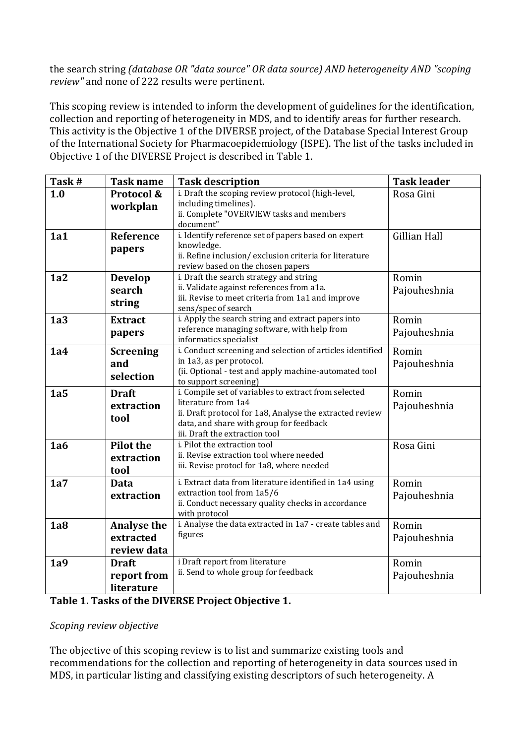the search string *(database OR "data source" OR data source) AND heterogeneity AND "scoping review"* and none of 222 results were pertinent.

This scoping review is intended to inform the development of guidelines for the identification, collection and reporting of heterogeneity in MDS, and to identify areas for further research. This activity is the Objective 1 of the DIVERSE project, of the Database Special Interest Group of the International Society for Pharmacoepidemiology (ISPE). The list of the tasks included in Objective 1 of the DIVERSE Project is described in Table 1.

| Task # | Task name | Task description | Task leader |
|---|---|---|---|
| **1.0** | **Protocol & workplan** | i. Draft the scoping review protocol (high-level, including timelines).<br>ii. Complete "OVERVIEW tasks and members document" | Rosa Gini |
| **1a1** | **Reference papers** | i. Identify reference set of papers based on expert knowledge.<br>ii. Refine inclusion/ exclusion criteria for literature review based on the chosen papers | Gillian Hall |
| **1a2** | **Develop search string** | i. Draft the search strategy and string<br>ii. Validate against references from a1a.<br>iii. Revise to meet criteria from 1a1 and improve sens/spec of search | Romin Pajouheshnia |
| **1a3** | **Extract papers** | i. Apply the search string and extract papers into reference managing software, with help from informatics specialist | Romin Pajouheshnia |
| **1a4** | **Screening and selection** | i. Conduct screening and selection of articles identified in 1a3, as per protocol.<br>(ii. Optional - test and apply machine-automated tool to support screening) | Romin Pajouheshnia |
| **1a5** | **Draft extraction tool** | i. Compile set of variables to extract from selected literature from 1a4<br>ii. Draft protocol for 1a8, Analyse the extracted review data, and share with group for feedback<br>iii. Draft the extraction tool | Romin Pajouheshnia |
| **1a6** | **Pilot the extraction tool** | i. Pilot the extraction tool<br>ii. Revise extraction tool where needed<br>iii. Revise protocl for 1a8, where needed | Rosa Gini |
| **1a7** | **Data extraction** | i. Extract data from literature identified in 1a4 using extraction tool from 1a5/6<br>ii. Conduct necessary quality checks in accordance with protocol | Romin Pajouheshnia |
| **1a8** | **Analyse the extracted review data** | i. Analyse the data extracted in 1a7 - create tables and figures | Romin Pajouheshnia |
| **1a9** | **Draft report from literature** | i Draft report from literature<br>ii. Send to whole group for feedback | Romin Pajouheshnia |

**Table 1. Tasks of the DIVERSE Project Objective 1.**

*Scoping review objective*

The objective of this scoping review is to list and summarize existing tools and recommendations for the collection and reporting of heterogeneity in data sources used in MDS, in particular listing and classifying existing descriptors of such heterogeneity. A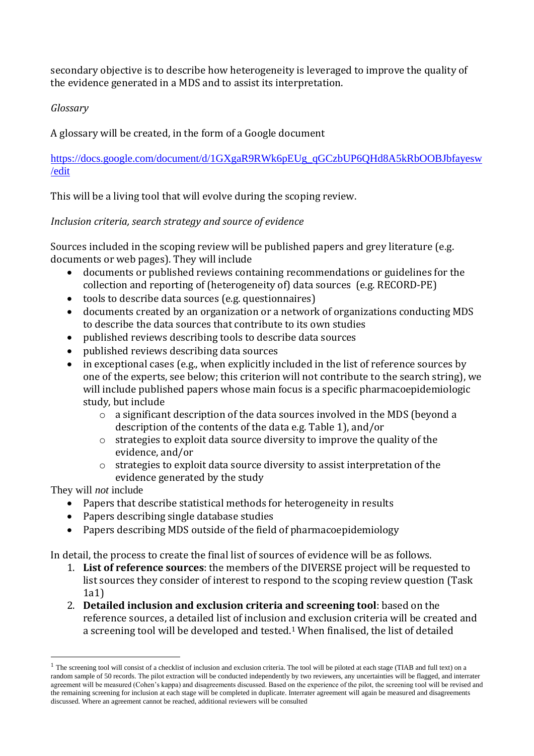secondary objective is to describe how heterogeneity is leveraged to improve the quality of the evidence generated in a MDS and to assist its interpretation.

*Glossary*

A glossary will be created, in the form of a Google document

https://docs.google.com/document/d/1GXgaR9RWk6pEUg_qGCzbUP6QHd8A5kRbOOBJbfayesw/edit

This will be a living tool that will evolve during the scoping review.

*Inclusion criteria, search strategy and source of evidence*

Sources included in the scoping review will be published papers and grey literature (e.g. documents or web pages). They will include

- documents or published reviews containing recommendations or guidelines for the collection and reporting of (heterogeneity of) data sources (e.g. RECORD-PE)
- tools to describe data sources (e.g. questionnaires)
- documents created by an organization or a network of organizations conducting MDS to describe the data sources that contribute to its own studies
- published reviews describing tools to describe data sources
- published reviews describing data sources
- in exceptional cases (e.g., when explicitly included in the list of reference sources by one of the experts, see below; this criterion will not contribute to the search string), we will include published papers whose main focus is a specific pharmacoepidemiologic study, but include
    - a significant description of the data sources involved in the MDS (beyond a description of the contents of the data e.g. Table 1), and/or
    - strategies to exploit data source diversity to improve the quality of the evidence, and/or
    - strategies to exploit data source diversity to assist interpretation of the evidence generated by the study

They will *not* include

- Papers that describe statistical methods for heterogeneity in results
- Papers describing single database studies
- Papers describing MDS outside of the field of pharmacoepidemiology

In detail, the process to create the final list of sources of evidence will be as follows.

1. **List of reference sources**: the members of the DIVERSE project will be requested to list sources they consider of interest to respond to the scoping review question (Task 1a1)
2. **Detailed inclusion and exclusion criteria and screening tool**: based on the reference sources, a detailed list of inclusion and exclusion criteria will be created and a screening tool will be developed and tested.[1] When finalised, the list of detailed

[1] The screening tool will consist of a checklist of inclusion and exclusion criteria. The tool will be piloted at each stage (TIAB and full text) on a random sample of 50 records. The pilot extraction will be conducted independently by two reviewers, any uncertainties will be flagged, and interrater agreement will be measured (Cohen's kappa) and disagreements discussed. Based on the experience of the pilot, the screening tool will be revised and the remaining screening for inclusion at each stage will be completed in duplicate. Interrater agreement will again be measured and disagreements discussed. Where an agreement cannot be reached, additional reviewers will be consulted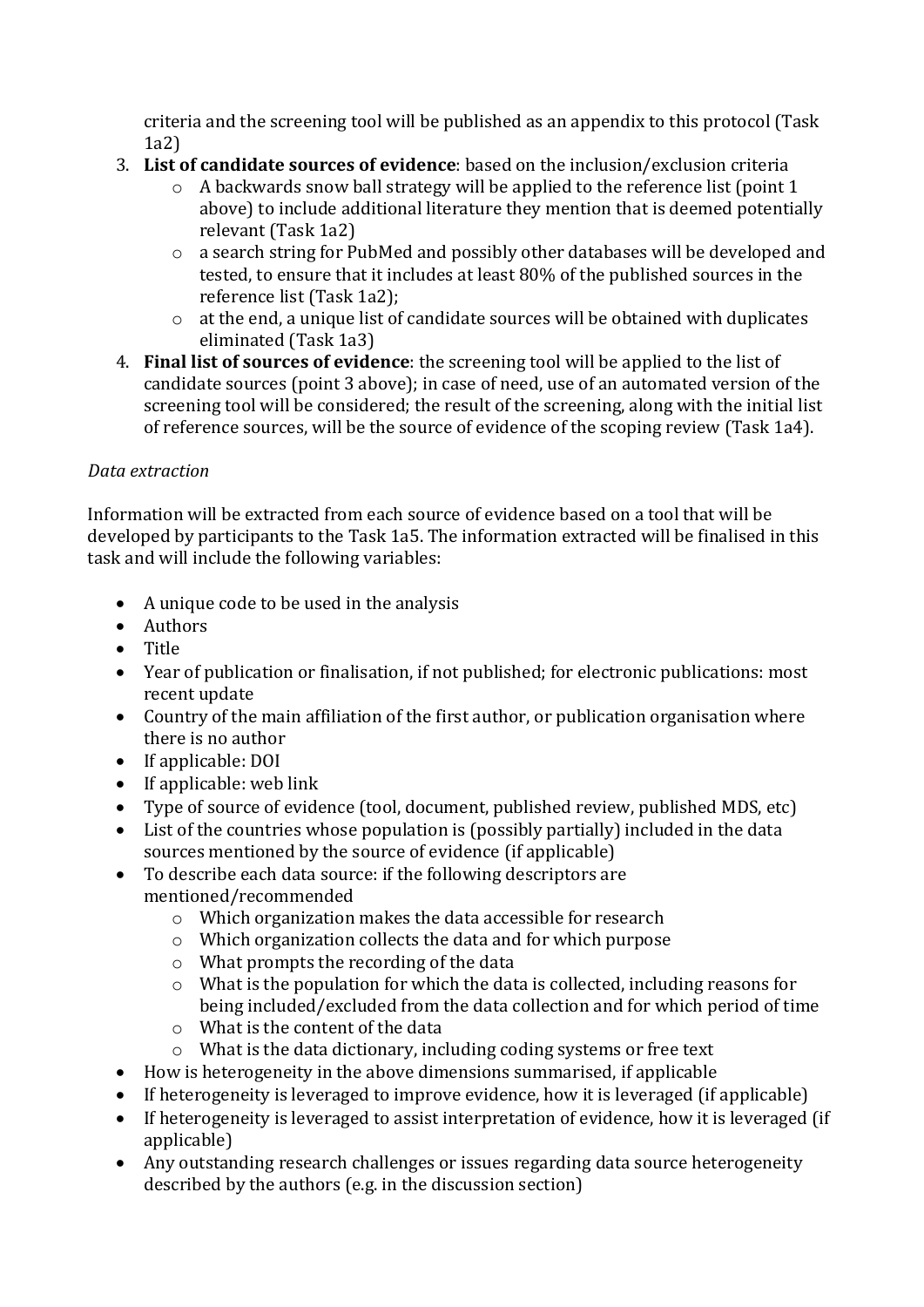criteria and the screening tool will be published as an appendix to this protocol (Task 1a2)

3. **List of candidate sources of evidence**: based on the inclusion/exclusion criteria
    - A backwards snow ball strategy will be applied to the reference list (point 1 above) to include additional literature they mention that is deemed potentially relevant (Task 1a2)
    - a search string for PubMed and possibly other databases will be developed and tested, to ensure that it includes at least 80% of the published sources in the reference list (Task 1a2);
    - at the end, a unique list of candidate sources will be obtained with duplicates eliminated (Task 1a3)
4. **Final list of sources of evidence**: the screening tool will be applied to the list of candidate sources (point 3 above); in case of need, use of an automated version of the screening tool will be considered; the result of the screening, along with the initial list of reference sources, will be the source of evidence of the scoping review (Task 1a4).

*Data extraction*

Information will be extracted from each source of evidence based on a tool that will be developed by participants to the Task 1a5. The information extracted will be finalised in this task and will include the following variables:

- A unique code to be used in the analysis
- Authors
- Title
- Year of publication or finalisation, if not published; for electronic publications: most recent update
- Country of the main affiliation of the first author, or publication organisation where there is no author
- If applicable: DOI
- If applicable: web link
- Type of source of evidence (tool, document, published review, published MDS, etc)
- List of the countries whose population is (possibly partially) included in the data sources mentioned by the source of evidence (if applicable)
- To describe each data source: if the following descriptors are mentioned/recommended
    - Which organization makes the data accessible for research
    - Which organization collects the data and for which purpose
    - What prompts the recording of the data
    - What is the population for which the data is collected, including reasons for being included/excluded from the data collection and for which period of time
    - What is the content of the data
    - What is the data dictionary, including coding systems or free text
- How is heterogeneity in the above dimensions summarised, if applicable
- If heterogeneity is leveraged to improve evidence, how it is leveraged (if applicable)
- If heterogeneity is leveraged to assist interpretation of evidence, how it is leveraged (if applicable)
- Any outstanding research challenges or issues regarding data source heterogeneity described by the authors (e.g. in the discussion section)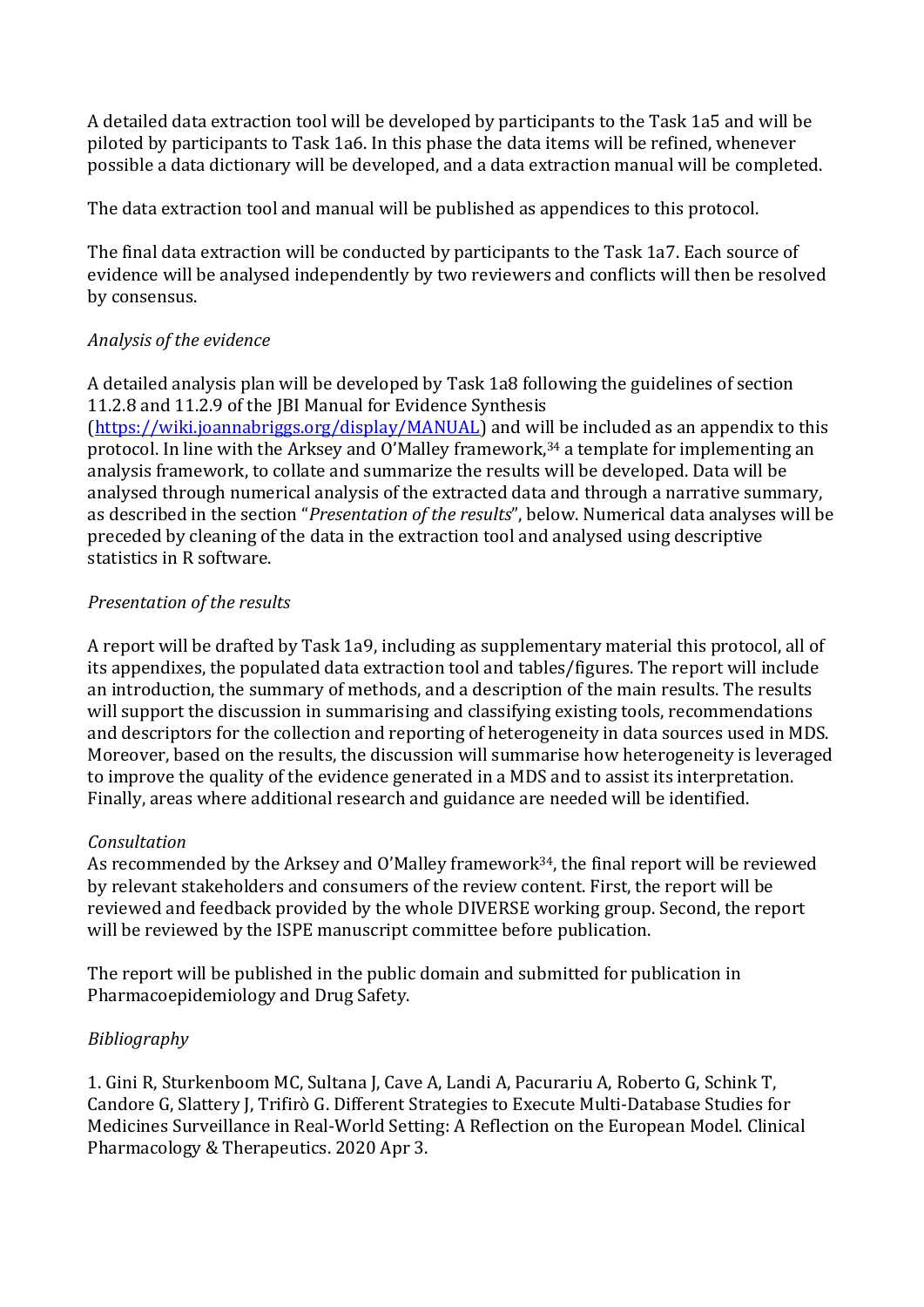A detailed data extraction tool will be developed by participants to the Task 1a5 and will be piloted by participants to Task 1a6. In this phase the data items will be refined, whenever possible a data dictionary will be developed, and a data extraction manual will be completed.

The data extraction tool and manual will be published as appendices to this protocol.

The final data extraction will be conducted by participants to the Task 1a7. Each source of evidence will be analysed independently by two reviewers and conflicts will then be resolved by consensus.

*Analysis of the evidence*

A detailed analysis plan will be developed by Task 1a8 following the guidelines of section 11.2.8 and 11.2.9 of the JBI Manual for Evidence Synthesis (https://wiki.joannabriggs.org/display/MANUAL) and will be included as an appendix to this protocol. In line with the Arksey and O'Malley framework,[34] a template for implementing an analysis framework, to collate and summarize the results will be developed. Data will be analysed through numerical analysis of the extracted data and through a narrative summary, as described in the section "*Presentation of the results*", below. Numerical data analyses will be preceded by cleaning of the data in the extraction tool and analysed using descriptive statistics in R software.

*Presentation of the results*

A report will be drafted by Task 1a9, including as supplementary material this protocol, all of its appendixes, the populated data extraction tool and tables/figures. The report will include an introduction, the summary of methods, and a description of the main results. The results will support the discussion in summarising and classifying existing tools, recommendations and descriptors for the collection and reporting of heterogeneity in data sources used in MDS. Moreover, based on the results, the discussion will summarise how heterogeneity is leveraged to improve the quality of the evidence generated in a MDS and to assist its interpretation. Finally, areas where additional research and guidance are needed will be identified.

*Consultation*

As recommended by the Arksey and O'Malley framework[34], the final report will be reviewed by relevant stakeholders and consumers of the review content. First, the report will be reviewed and feedback provided by the whole DIVERSE working group. Second, the report will be reviewed by the ISPE manuscript committee before publication.

The report will be published in the public domain and submitted for publication in Pharmacoepidemiology and Drug Safety.

*Bibliography*

1. Gini R, Sturkenboom MC, Sultana J, Cave A, Landi A, Pacurariu A, Roberto G, Schink T, Candore G, Slattery J, Trifirò G. Different Strategies to Execute Multi-Database Studies for Medicines Surveillance in Real-World Setting: A Reflection on the European Model. Clinical Pharmacology & Therapeutics. 2020 Apr 3.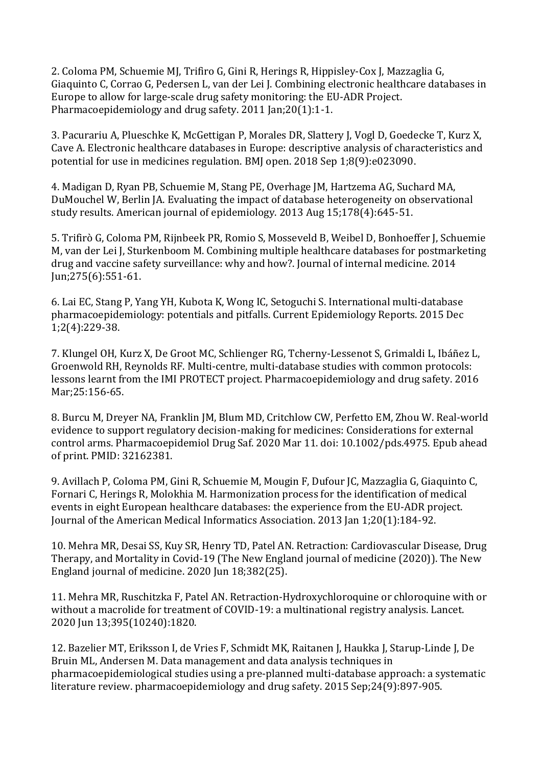2. Coloma PM, Schuemie MJ, Trifiro G, Gini R, Herings R, Hippisley-Cox J, Mazzaglia G, Giaquinto C, Corrao G, Pedersen L, van der Lei J. Combining electronic healthcare databases in Europe to allow for large-scale drug safety monitoring: the EU-ADR Project. Pharmacoepidemiology and drug safety. 2011 Jan;20(1):1-1.

3. Pacurariu A, Plueschke K, McGettigan P, Morales DR, Slattery J, Vogl D, Goedecke T, Kurz X, Cave A. Electronic healthcare databases in Europe: descriptive analysis of characteristics and potential for use in medicines regulation. BMJ open. 2018 Sep 1;8(9):e023090.

4. Madigan D, Ryan PB, Schuemie M, Stang PE, Overhage JM, Hartzema AG, Suchard MA, DuMouchel W, Berlin JA. Evaluating the impact of database heterogeneity on observational study results. American journal of epidemiology. 2013 Aug 15;178(4):645-51.

5. Trifirò G, Coloma PM, Rijnbeek PR, Romio S, Mosseveld B, Weibel D, Bonhoeffer J, Schuemie M, van der Lei J, Sturkenboom M. Combining multiple healthcare databases for postmarketing drug and vaccine safety surveillance: why and how?. Journal of internal medicine. 2014 Jun;275(6):551-61.

6. Lai EC, Stang P, Yang YH, Kubota K, Wong IC, Setoguchi S. International multi-database pharmacoepidemiology: potentials and pitfalls. Current Epidemiology Reports. 2015 Dec 1;2(4):229-38.

7. Klungel OH, Kurz X, De Groot MC, Schlienger RG, Tcherny-Lessenot S, Grimaldi L, Ibáñez L, Groenwold RH, Reynolds RF. Multi-centre, multi-database studies with common protocols: lessons learnt from the IMI PROTECT project. Pharmacoepidemiology and drug safety. 2016 Mar;25:156-65.

8. Burcu M, Dreyer NA, Franklin JM, Blum MD, Critchlow CW, Perfetto EM, Zhou W. Real-world evidence to support regulatory decision-making for medicines: Considerations for external control arms. Pharmacoepidemiol Drug Saf. 2020 Mar 11. doi: 10.1002/pds.4975. Epub ahead of print. PMID: 32162381.

9. Avillach P, Coloma PM, Gini R, Schuemie M, Mougin F, Dufour JC, Mazzaglia G, Giaquinto C, Fornari C, Herings R, Molokhia M. Harmonization process for the identification of medical events in eight European healthcare databases: the experience from the EU-ADR project. Journal of the American Medical Informatics Association. 2013 Jan 1;20(1):184-92.

10. Mehra MR, Desai SS, Kuy SR, Henry TD, Patel AN. Retraction: Cardiovascular Disease, Drug Therapy, and Mortality in Covid-19 (The New England journal of medicine (2020)). The New England journal of medicine. 2020 Jun 18;382(25).

11. Mehra MR, Ruschitzka F, Patel AN. Retraction-Hydroxychloroquine or chloroquine with or without a macrolide for treatment of COVID-19: a multinational registry analysis. Lancet. 2020 Jun 13;395(10240):1820.

12. Bazelier MT, Eriksson I, de Vries F, Schmidt MK, Raitanen J, Haukka J, Starup-Linde J, De Bruin ML, Andersen M. Data management and data analysis techniques in pharmacoepidemiological studies using a pre-planned multi-database approach: a systematic literature review. pharmacoepidemiology and drug safety. 2015 Sep;24(9):897-905.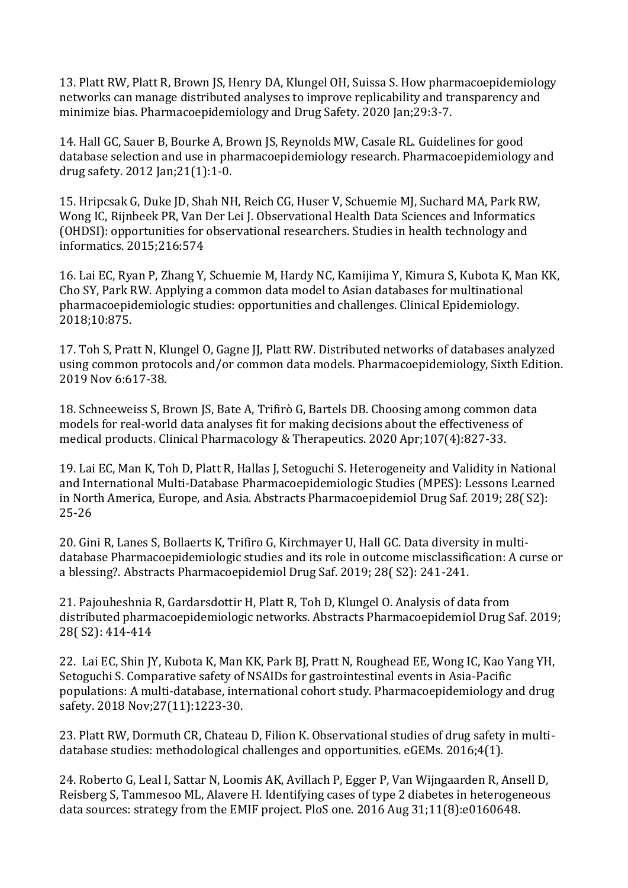13. Platt RW, Platt R, Brown JS, Henry DA, Klungel OH, Suissa S. How pharmacoepidemiology networks can manage distributed analyses to improve replicability and transparency and minimize bias. Pharmacoepidemiology and Drug Safety. 2020 Jan;29:3-7.

14. Hall GC, Sauer B, Bourke A, Brown JS, Reynolds MW, Casale RL. Guidelines for good database selection and use in pharmacoepidemiology research. Pharmacoepidemiology and drug safety. 2012 Jan;21(1):1-0.

15. Hripcsak G, Duke JD, Shah NH, Reich CG, Huser V, Schuemie MJ, Suchard MA, Park RW, Wong IC, Rijnbeek PR, Van Der Lei J. Observational Health Data Sciences and Informatics (OHDSI): opportunities for observational researchers. Studies in health technology and informatics. 2015;216:574

16. Lai EC, Ryan P, Zhang Y, Schuemie M, Hardy NC, Kamijima Y, Kimura S, Kubota K, Man KK, Cho SY, Park RW. Applying a common data model to Asian databases for multinational pharmacoepidemiologic studies: opportunities and challenges. Clinical Epidemiology. 2018;10:875.

17. Toh S, Pratt N, Klungel O, Gagne JJ, Platt RW. Distributed networks of databases analyzed using common protocols and/or common data models. Pharmacoepidemiology, Sixth Edition. 2019 Nov 6:617-38.

18. Schneeweiss S, Brown JS, Bate A, Trifirò G, Bartels DB. Choosing among common data models for real-world data analyses fit for making decisions about the effectiveness of medical products. Clinical Pharmacology & Therapeutics. 2020 Apr;107(4):827-33.

19. Lai EC, Man K, Toh D, Platt R, Hallas J, Setoguchi S. Heterogeneity and Validity in National and International Multi-Database Pharmacoepidemiologic Studies (MPES): Lessons Learned in North America, Europe, and Asia. Abstracts Pharmacoepidemiol Drug Saf. 2019; 28( S2): 25-26

20. Gini R, Lanes S, Bollaerts K, Trifiro G, Kirchmayer U, Hall GC. Data diversity in multi-database Pharmacoepidemiologic studies and its role in outcome misclassification: A curse or a blessing?. Abstracts Pharmacoepidemiol Drug Saf. 2019; 28( S2): 241-241.

21. Pajouheshnia R, Gardarsdottir H, Platt R, Toh D, Klungel O. Analysis of data from distributed pharmacoepidemiologic networks. Abstracts Pharmacoepidemiol Drug Saf. 2019; 28( S2): 414-414

22. Lai EC, Shin JY, Kubota K, Man KK, Park BJ, Pratt N, Roughead EE, Wong IC, Kao Yang YH, Setoguchi S. Comparative safety of NSAIDs for gastrointestinal events in Asia-Pacific populations: A multi-database, international cohort study. Pharmacoepidemiology and drug safety. 2018 Nov;27(11):1223-30.

23. Platt RW, Dormuth CR, Chateau D, Filion K. Observational studies of drug safety in multi-database studies: methodological challenges and opportunities. eGEMs. 2016;4(1).

24. Roberto G, Leal I, Sattar N, Loomis AK, Avillach P, Egger P, Van Wijngaarden R, Ansell D, Reisberg S, Tammesoo ML, Alavere H. Identifying cases of type 2 diabetes in heterogeneous data sources: strategy from the EMIF project. PloS one. 2016 Aug 31;11(8):e0160648.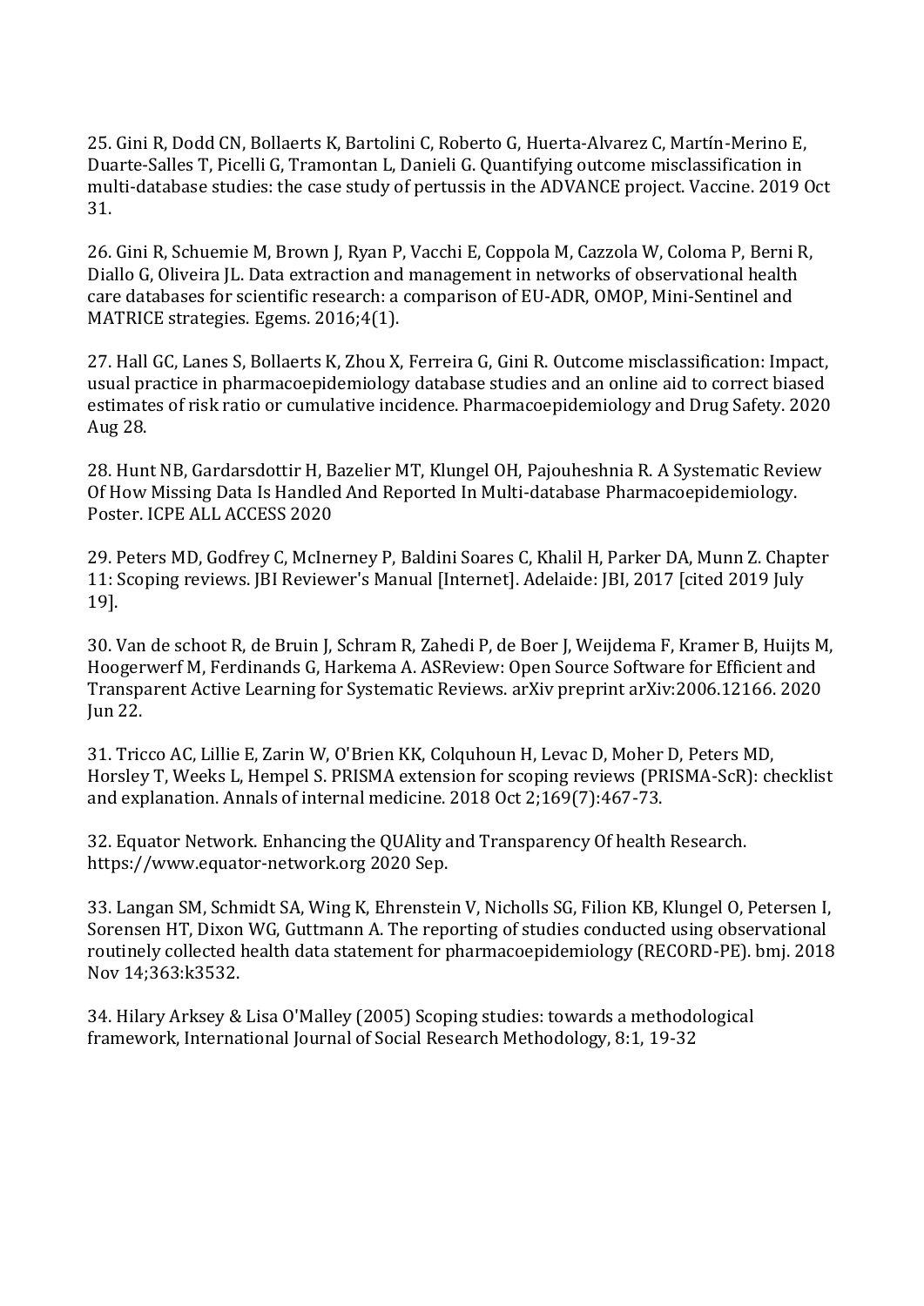25. Gini R, Dodd CN, Bollaerts K, Bartolini C, Roberto G, Huerta-Alvarez C, Martín-Merino E, Duarte-Salles T, Picelli G, Tramontan L, Danieli G. Quantifying outcome misclassification in multi-database studies: the case study of pertussis in the ADVANCE project. Vaccine. 2019 Oct 31.

26. Gini R, Schuemie M, Brown J, Ryan P, Vacchi E, Coppola M, Cazzola W, Coloma P, Berni R, Diallo G, Oliveira JL. Data extraction and management in networks of observational health care databases for scientific research: a comparison of EU-ADR, OMOP, Mini-Sentinel and MATRICE strategies. Egems. 2016;4(1).

27. Hall GC, Lanes S, Bollaerts K, Zhou X, Ferreira G, Gini R. Outcome misclassification: Impact, usual practice in pharmacoepidemiology database studies and an online aid to correct biased estimates of risk ratio or cumulative incidence. Pharmacoepidemiology and Drug Safety. 2020 Aug 28.

28. Hunt NB, Gardarsdottir H, Bazelier MT, Klungel OH, Pajouheshnia R. A Systematic Review Of How Missing Data Is Handled And Reported In Multi-database Pharmacoepidemiology. Poster. ICPE ALL ACCESS 2020

29. Peters MD, Godfrey C, McInerney P, Baldini Soares C, Khalil H, Parker DA, Munn Z. Chapter 11: Scoping reviews. JBI Reviewer's Manual [Internet]. Adelaide: JBI, 2017 [cited 2019 July 19].

30. Van de schoot R, de Bruin J, Schram R, Zahedi P, de Boer J, Weijdema F, Kramer B, Huijts M, Hoogerwerf M, Ferdinands G, Harkema A. ASReview: Open Source Software for Efficient and Transparent Active Learning for Systematic Reviews. arXiv preprint arXiv:2006.12166. 2020 Jun 22.

31. Tricco AC, Lillie E, Zarin W, O'Brien KK, Colquhoun H, Levac D, Moher D, Peters MD, Horsley T, Weeks L, Hempel S. PRISMA extension for scoping reviews (PRISMA-ScR): checklist and explanation. Annals of internal medicine. 2018 Oct 2;169(7):467-73.

32. Equator Network. Enhancing the QUAlity and Transparency Of health Research. https://www.equator-network.org 2020 Sep.

33. Langan SM, Schmidt SA, Wing K, Ehrenstein V, Nicholls SG, Filion KB, Klungel O, Petersen I, Sorensen HT, Dixon WG, Guttmann A. The reporting of studies conducted using observational routinely collected health data statement for pharmacoepidemiology (RECORD-PE). bmj. 2018 Nov 14;363:k3532.

34. Hilary Arksey & Lisa O'Malley (2005) Scoping studies: towards a methodological framework, International Journal of Social Research Methodology, 8:1, 19-32